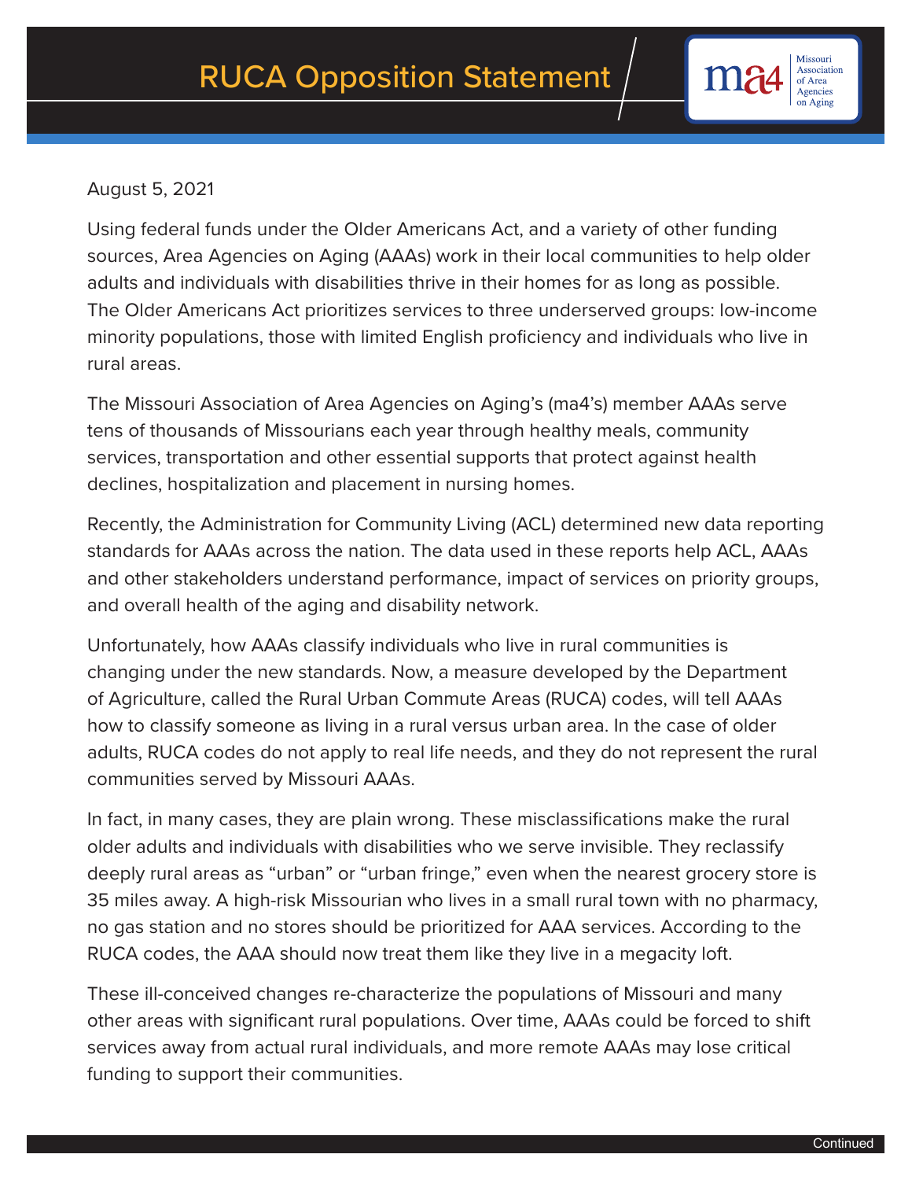# RUCA Opposition Statement

August 5, 2021

Using federal funds under the Older Americans Act, and a variety of other funding sources, Area Agencies on Aging (AAAs) work in their local communities to help older adults and individuals with disabilities thrive in their homes for as long as possible. The Older Americans Act prioritizes services to three underserved groups: low-income minority populations, those with limited English proficiency and individuals who live in rural areas.

The Missouri Association of Area Agencies on Aging's (ma4's) member AAAs serve tens of thousands of Missourians each year through healthy meals, community services, transportation and other essential supports that protect against health declines, hospitalization and placement in nursing homes.

Recently, the Administration for Community Living (ACL) determined new data reporting standards for AAAs across the nation. The data used in these reports help ACL, AAAs and other stakeholders understand performance, impact of services on priority groups, and overall health of the aging and disability network.

Unfortunately, how AAAs classify individuals who live in rural communities is changing under the new standards. Now, a measure developed by the Department of Agriculture, called the Rural Urban Commute Areas (RUCA) codes, will tell AAAs how to classify someone as living in a rural versus urban area. In the case of older adults, RUCA codes do not apply to real life needs, and they do not represent the rural communities served by Missouri AAAs.

In fact, in many cases, they are plain wrong. These misclassifications make the rural older adults and individuals with disabilities who we serve invisible. They reclassify deeply rural areas as "urban" or "urban fringe," even when the nearest grocery store is 35 miles away. A high-risk Missourian who lives in a small rural town with no pharmacy, no gas station and no stores should be prioritized for AAA services. According to the RUCA codes, the AAA should now treat them like they live in a megacity loft.

These ill-conceived changes re-characterize the populations of Missouri and many other areas with significant rural populations. Over time, AAAs could be forced to shift services away from actual rural individuals, and more remote AAAs may lose critical funding to support their communities.

Continued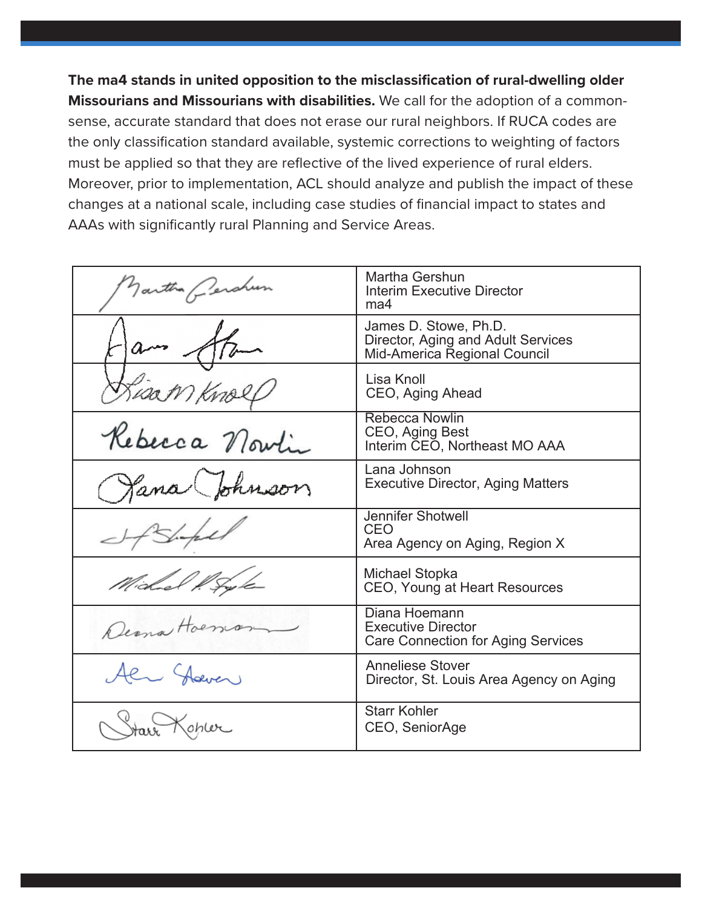**The ma4 stands in united opposition to the misclassification of rural-dwelling older Missourians and Missourians with disabilities.** We call for the adoption of a common-sense, accurate standard that does not erase our rural neighbors. If RUCA codes are the only classification standard available, systemic corrections to weighting of factors must be applied so that they are reflective of the lived experience of rural elders. Moreover, prior to implementation, ACL should analyze and publish the impact of these changes at a national scale, including case studies of financial impact to states and AAAs with significantly rural Planning and Service Areas.

| | |
|---|---|
| Martha Gershun | Martha Gershun<br>Interim Executive Director<br>ma4 |
| James Stowe | James D. Stowe, Ph.D.<br>Director, Aging and Adult Services<br>Mid-America Regional Council |
| Lisa M Knoll | Lisa Knoll<br>CEO, Aging Ahead |
| Rebecca Nowlin | Rebecca Nowlin<br>CEO, Aging Best<br>Interim CEO, Northeast MO AAA |
| Lana Johnson | Lana Johnson<br>Executive Director, Aging Matters |
| J Shotwell | Jennifer Shotwell<br>CEO<br>Area Agency on Aging, Region X |
| Michael Stopka | Michael Stopka<br>CEO, Young at Heart Resources |
| Diana Hoemann | Diana Hoemann<br>Executive Director<br>Care Connection for Aging Services |
| An Stover | Anneliese Stover<br>Director, St. Louis Area Agency on Aging |
| Starr Kohler | Starr Kohler<br>CEO, SeniorAge |